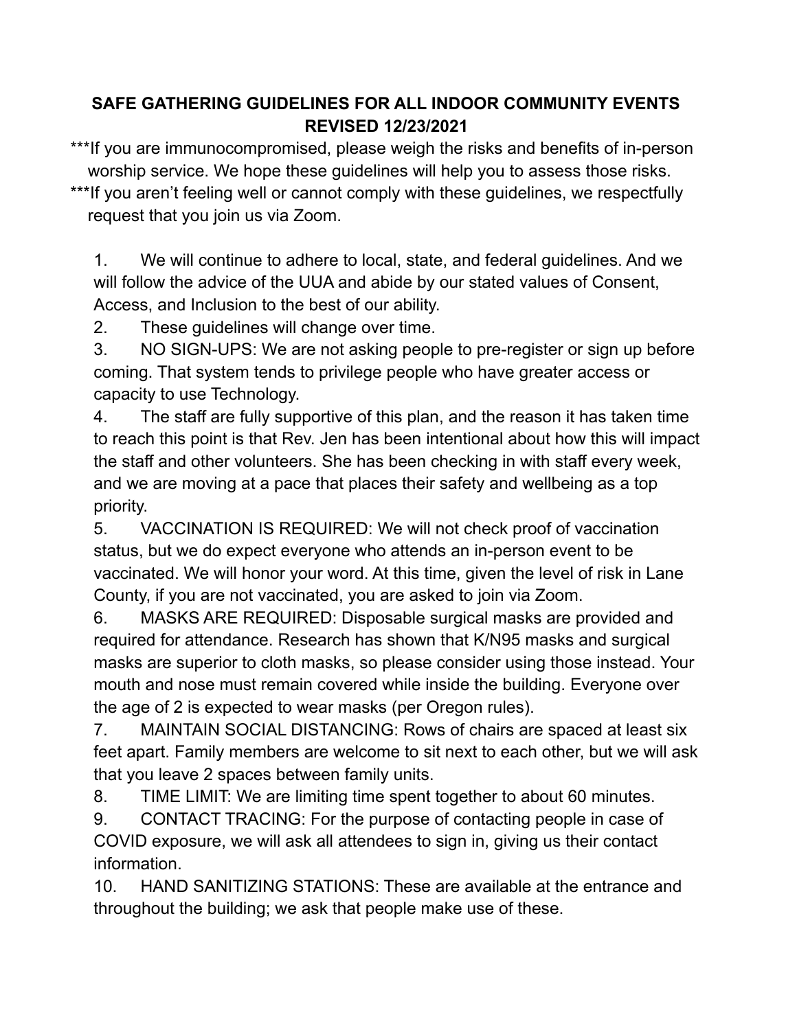# SAFE GATHERING GUIDELINES FOR ALL INDOOR COMMUNITY EVENTS REVISED 12/23/2021

***If you are immunocompromised, please weigh the risks and benefits of in-person worship service. We hope these guidelines will help you to assess those risks.

***If you aren't feeling well or cannot comply with these guidelines, we respectfully request that you join us via Zoom.

1. We will continue to adhere to local, state, and federal guidelines. And we will follow the advice of the UUA and abide by our stated values of Consent, Access, and Inclusion to the best of our ability.
2. These guidelines will change over time.
3. NO SIGN-UPS: We are not asking people to pre-register or sign up before coming. That system tends to privilege people who have greater access or capacity to use Technology.
4. The staff are fully supportive of this plan, and the reason it has taken time to reach this point is that Rev. Jen has been intentional about how this will impact the staff and other volunteers. She has been checking in with staff every week, and we are moving at a pace that places their safety and wellbeing as a top priority.
5. VACCINATION IS REQUIRED: We will not check proof of vaccination status, but we do expect everyone who attends an in-person event to be vaccinated. We will honor your word. At this time, given the level of risk in Lane County, if you are not vaccinated, you are asked to join via Zoom.
6. MASKS ARE REQUIRED: Disposable surgical masks are provided and required for attendance. Research has shown that K/N95 masks and surgical masks are superior to cloth masks, so please consider using those instead. Your mouth and nose must remain covered while inside the building. Everyone over the age of 2 is expected to wear masks (per Oregon rules).
7. MAINTAIN SOCIAL DISTANCING: Rows of chairs are spaced at least six feet apart. Family members are welcome to sit next to each other, but we will ask that you leave 2 spaces between family units.
8. TIME LIMIT: We are limiting time spent together to about 60 minutes.
9. CONTACT TRACING: For the purpose of contacting people in case of COVID exposure, we will ask all attendees to sign in, giving us their contact information.
10. HAND SANITIZING STATIONS: These are available at the entrance and throughout the building; we ask that people make use of these.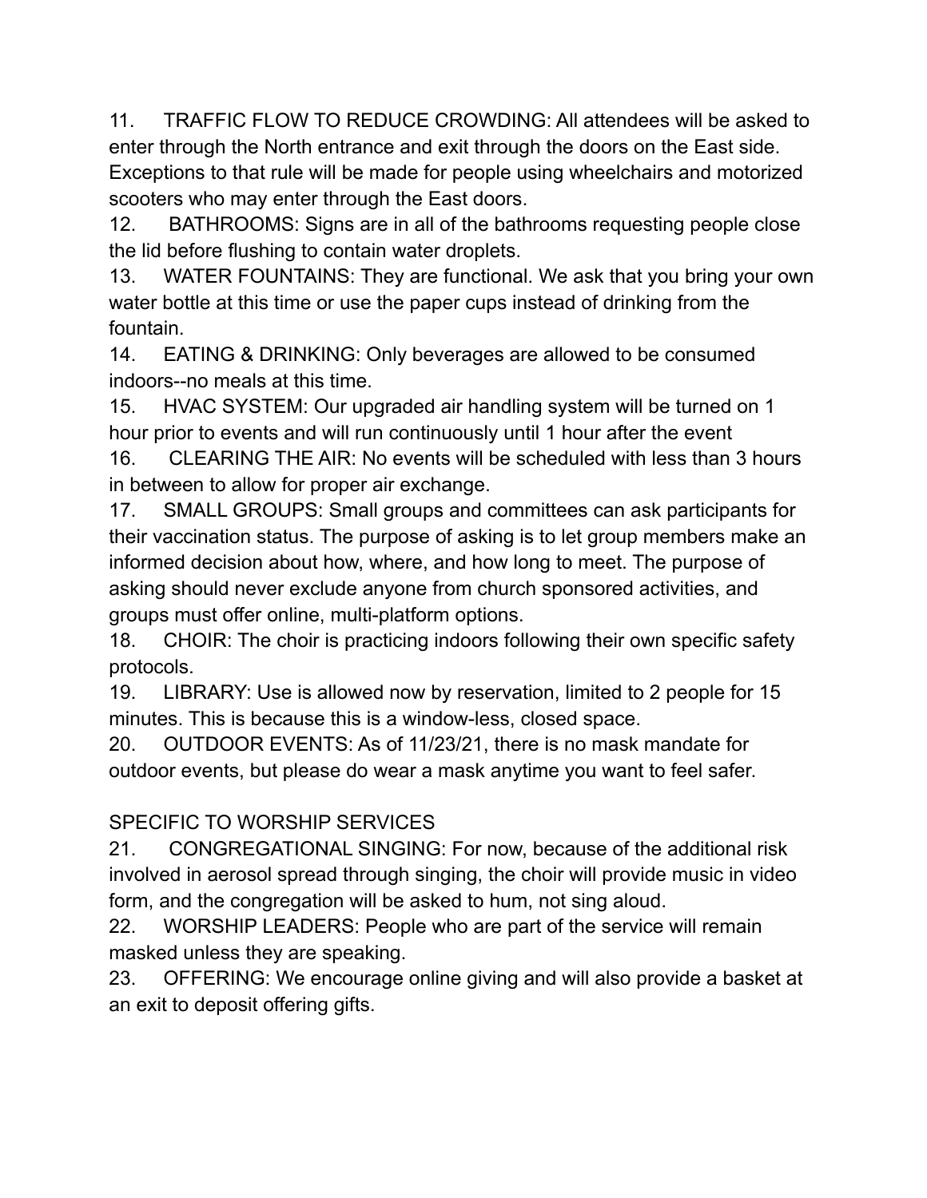11. TRAFFIC FLOW TO REDUCE CROWDING: All attendees will be asked to enter through the North entrance and exit through the doors on the East side. Exceptions to that rule will be made for people using wheelchairs and motorized scooters who may enter through the East doors.
12. BATHROOMS: Signs are in all of the bathrooms requesting people close the lid before flushing to contain water droplets.
13. WATER FOUNTAINS: They are functional. We ask that you bring your own water bottle at this time or use the paper cups instead of drinking from the fountain.
14. EATING & DRINKING: Only beverages are allowed to be consumed indoors--no meals at this time.
15. HVAC SYSTEM: Our upgraded air handling system will be turned on 1 hour prior to events and will run continuously until 1 hour after the event
16. CLEARING THE AIR: No events will be scheduled with less than 3 hours in between to allow for proper air exchange.
17. SMALL GROUPS: Small groups and committees can ask participants for their vaccination status. The purpose of asking is to let group members make an informed decision about how, where, and how long to meet. The purpose of asking should never exclude anyone from church sponsored activities, and groups must offer online, multi-platform options.
18. CHOIR: The choir is practicing indoors following their own specific safety protocols.
19. LIBRARY: Use is allowed now by reservation, limited to 2 people for 15 minutes. This is because this is a window-less, closed space.
20. OUTDOOR EVENTS: As of 11/23/21, there is no mask mandate for outdoor events, but please do wear a mask anytime you want to feel safer.

SPECIFIC TO WORSHIP SERVICES

21. CONGREGATIONAL SINGING: For now, because of the additional risk involved in aerosol spread through singing, the choir will provide music in video form, and the congregation will be asked to hum, not sing aloud.
22. WORSHIP LEADERS: People who are part of the service will remain masked unless they are speaking.
23. OFFERING: We encourage online giving and will also provide a basket at an exit to deposit offering gifts.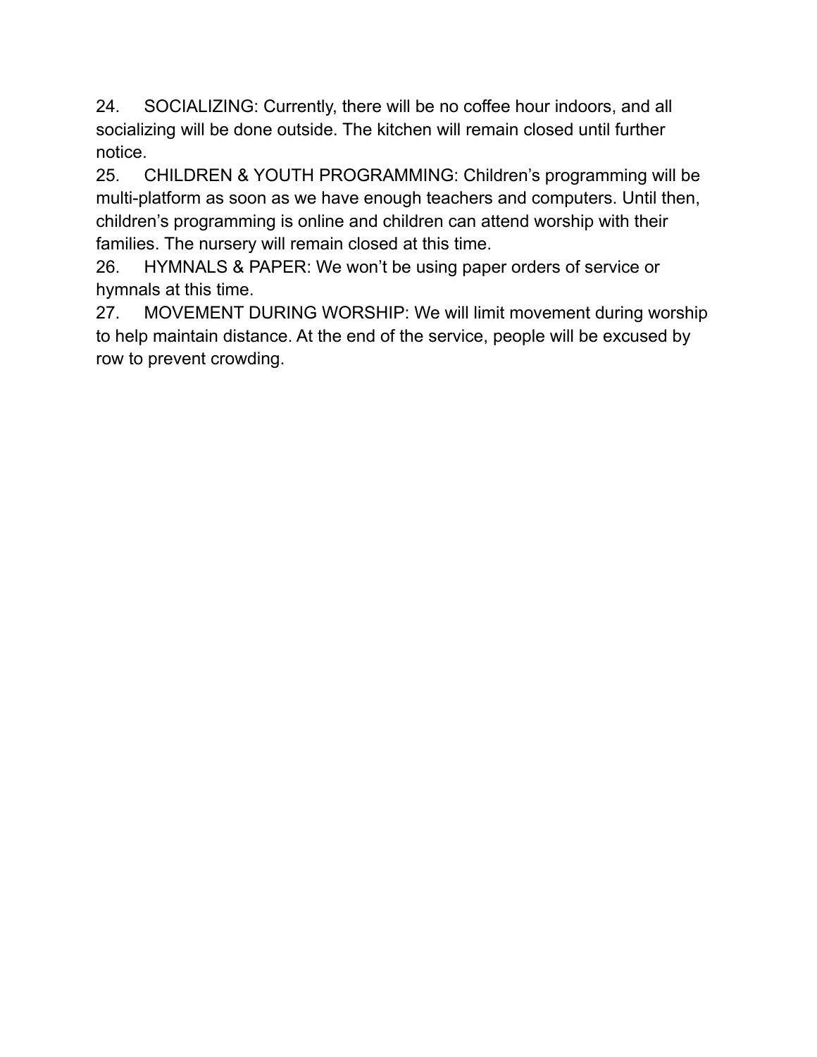24. SOCIALIZING: Currently, there will be no coffee hour indoors, and all socializing will be done outside. The kitchen will remain closed until further notice.
25. CHILDREN & YOUTH PROGRAMMING: Children's programming will be multi-platform as soon as we have enough teachers and computers. Until then, children's programming is online and children can attend worship with their families. The nursery will remain closed at this time.
26. HYMNALS & PAPER: We won't be using paper orders of service or hymnals at this time.
27. MOVEMENT DURING WORSHIP: We will limit movement during worship to help maintain distance. At the end of the service, people will be excused by row to prevent crowding.